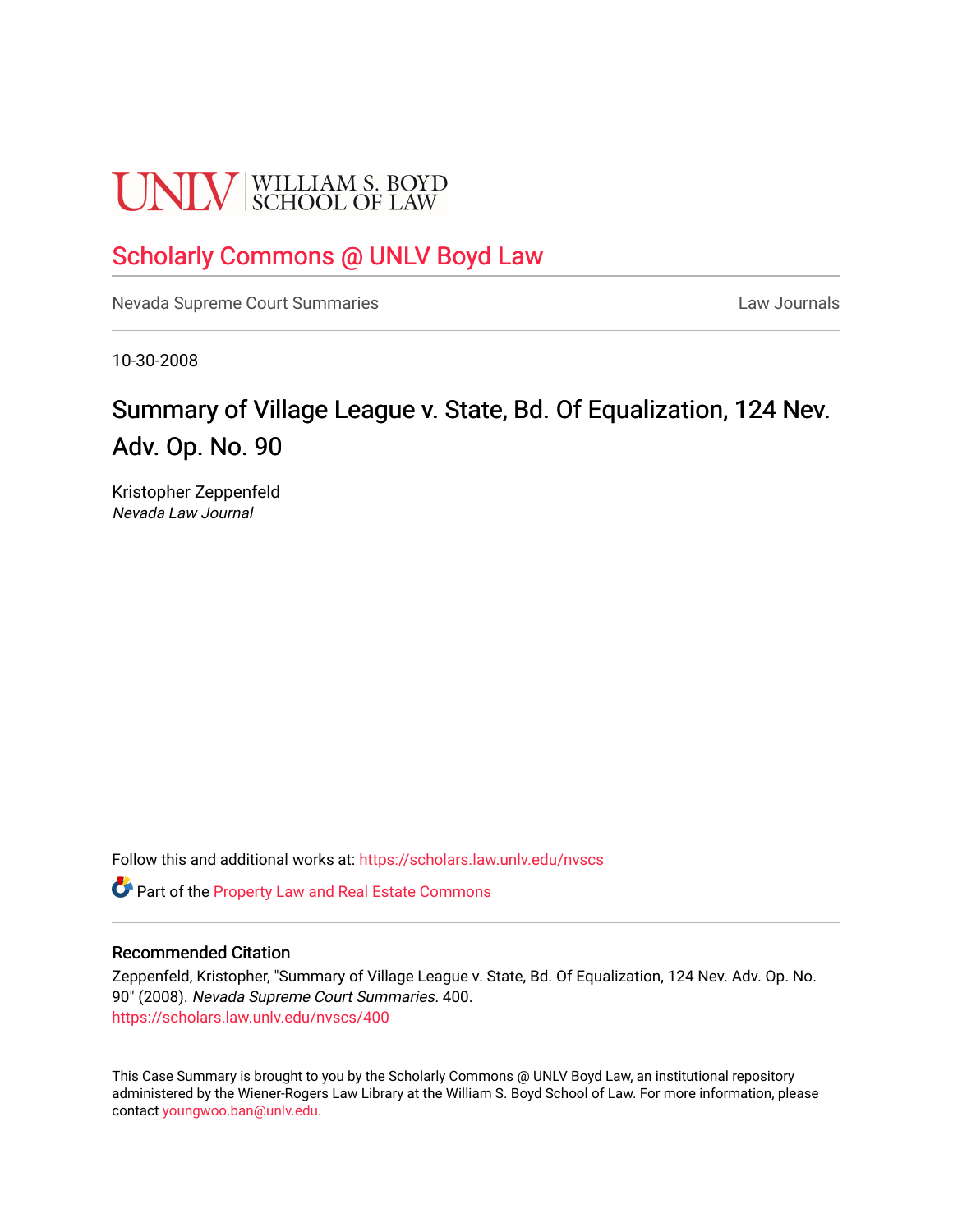UNLV | WILLIAM S. BOYD SCHOOL OF LAW

Scholarly Commons @ UNLV Boyd Law

Nevada Supreme Court Summaries | Law Journals

10-30-2008

# Summary of Village League v. State, Bd. Of Equalization, 124 Nev. Adv. Op. No. 90

Kristopher Zeppenfeld
*Nevada Law Journal*

Follow this and additional works at: https://scholars.law.unlv.edu/nvscs

Part of the Property Law and Real Estate Commons

## Recommended Citation

Zeppenfeld, Kristopher, "Summary of Village League v. State, Bd. Of Equalization, 124 Nev. Adv. Op. No. 90" (2008). *Nevada Supreme Court Summaries*. 400.
https://scholars.law.unlv.edu/nvscs/400

This Case Summary is brought to you by the Scholarly Commons @ UNLV Boyd Law, an institutional repository administered by the Wiener-Rogers Law Library at the William S. Boyd School of Law. For more information, please contact youngwoo.ban@unlv.edu.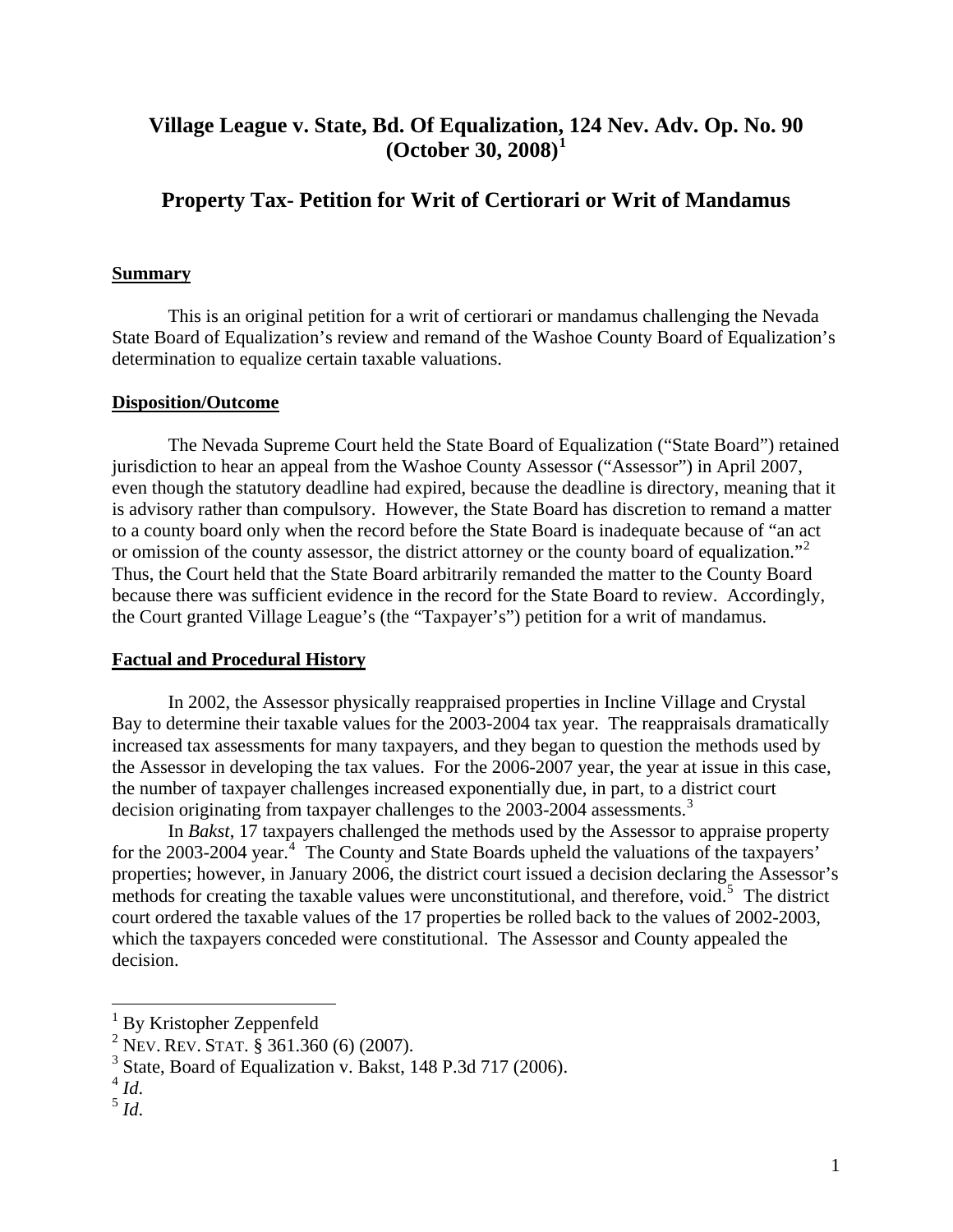# Village League v. State, Bd. Of Equalization, 124 Nev. Adv. Op. No. 90 (October 30, 2008)[1]

# Property Tax- Petition for Writ of Certiorari or Writ of Mandamus

## Summary

This is an original petition for a writ of certiorari or mandamus challenging the Nevada State Board of Equalization's review and remand of the Washoe County Board of Equalization's determination to equalize certain taxable valuations.

## Disposition/Outcome

The Nevada Supreme Court held the State Board of Equalization ("State Board") retained jurisdiction to hear an appeal from the Washoe County Assessor ("Assessor") in April 2007, even though the statutory deadline had expired, because the deadline is directory, meaning that it is advisory rather than compulsory. However, the State Board has discretion to remand a matter to a county board only when the record before the State Board is inadequate because of "an act or omission of the county assessor, the district attorney or the county board of equalization."[2] Thus, the Court held that the State Board arbitrarily remanded the matter to the County Board because there was sufficient evidence in the record for the State Board to review. Accordingly, the Court granted Village League's (the "Taxpayer's") petition for a writ of mandamus.

## Factual and Procedural History

In 2002, the Assessor physically reappraised properties in Incline Village and Crystal Bay to determine their taxable values for the 2003-2004 tax year. The reappraisals dramatically increased tax assessments for many taxpayers, and they began to question the methods used by the Assessor in developing the tax values. For the 2006-2007 year, the year at issue in this case, the number of taxpayer challenges increased exponentially due, in part, to a district court decision originating from taxpayer challenges to the 2003-2004 assessments.[3]

In *Bakst*, 17 taxpayers challenged the methods used by the Assessor to appraise property for the 2003-2004 year.[4] The County and State Boards upheld the valuations of the taxpayers' properties; however, in January 2006, the district court issued a decision declaring the Assessor's methods for creating the taxable values were unconstitutional, and therefore, void.[5] The district court ordered the taxable values of the 17 properties be rolled back to the values of 2002-2003, which the taxpayers conceded were constitutional. The Assessor and County appealed the decision.

---

[1] By Kristopher Zeppenfeld

[2] NEV. REV. STAT. § 361.360 (6) (2007).

[3] State, Board of Equalization v. Bakst, 148 P.3d 717 (2006).

[4] *Id*.

[5] *Id*.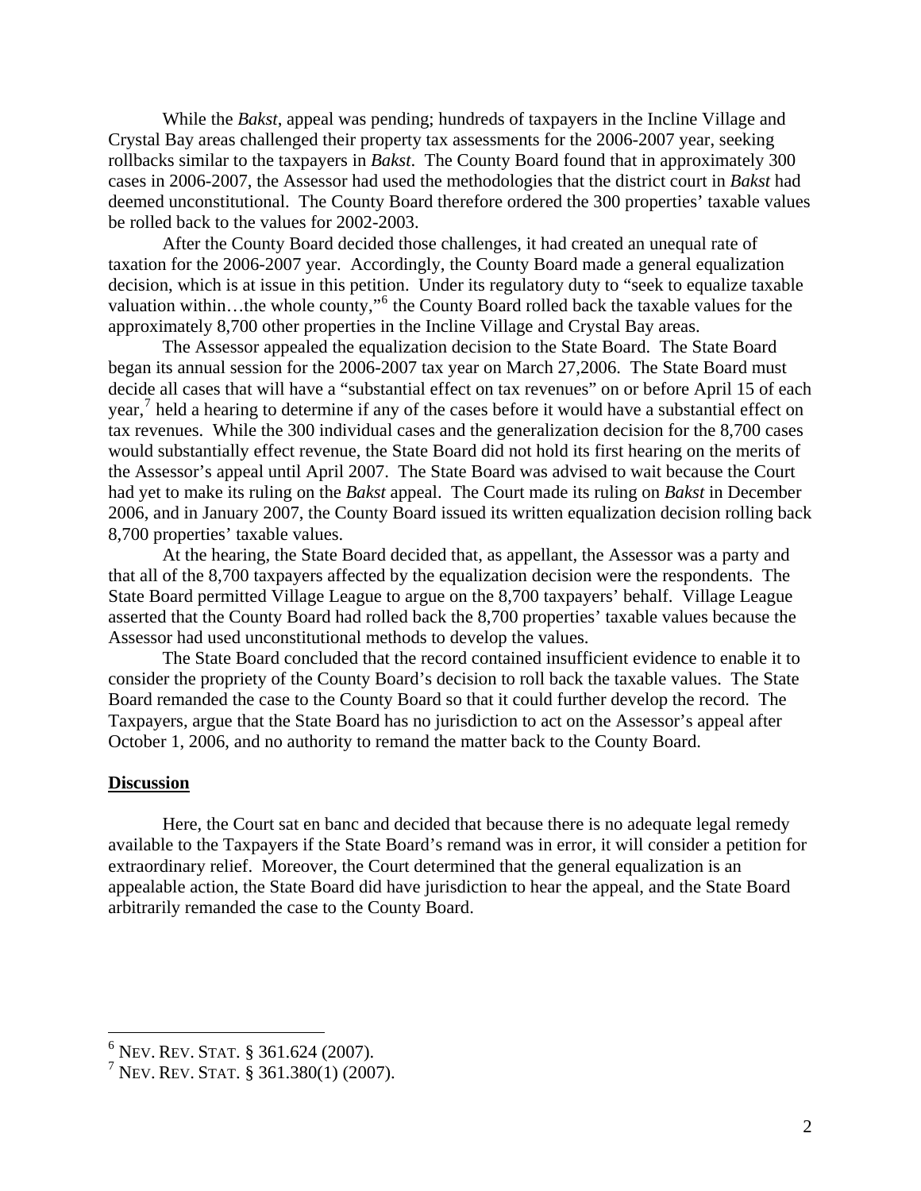While the *Bakst*, appeal was pending; hundreds of taxpayers in the Incline Village and Crystal Bay areas challenged their property tax assessments for the 2006-2007 year, seeking rollbacks similar to the taxpayers in *Bakst*. The County Board found that in approximately 300 cases in 2006-2007, the Assessor had used the methodologies that the district court in *Bakst* had deemed unconstitutional. The County Board therefore ordered the 300 properties' taxable values be rolled back to the values for 2002-2003.

After the County Board decided those challenges, it had created an unequal rate of taxation for the 2006-2007 year. Accordingly, the County Board made a general equalization decision, which is at issue in this petition. Under its regulatory duty to "seek to equalize taxable valuation within…the whole county,"[6] the County Board rolled back the taxable values for the approximately 8,700 other properties in the Incline Village and Crystal Bay areas.

The Assessor appealed the equalization decision to the State Board. The State Board began its annual session for the 2006-2007 tax year on March 27,2006. The State Board must decide all cases that will have a "substantial effect on tax revenues" on or before April 15 of each year,[7] held a hearing to determine if any of the cases before it would have a substantial effect on tax revenues. While the 300 individual cases and the generalization decision for the 8,700 cases would substantially effect revenue, the State Board did not hold its first hearing on the merits of the Assessor's appeal until April 2007. The State Board was advised to wait because the Court had yet to make its ruling on the *Bakst* appeal. The Court made its ruling on *Bakst* in December 2006, and in January 2007, the County Board issued its written equalization decision rolling back 8,700 properties' taxable values.

At the hearing, the State Board decided that, as appellant, the Assessor was a party and that all of the 8,700 taxpayers affected by the equalization decision were the respondents. The State Board permitted Village League to argue on the 8,700 taxpayers' behalf. Village League asserted that the County Board had rolled back the 8,700 properties' taxable values because the Assessor had used unconstitutional methods to develop the values.

The State Board concluded that the record contained insufficient evidence to enable it to consider the propriety of the County Board's decision to roll back the taxable values. The State Board remanded the case to the County Board so that it could further develop the record. The Taxpayers, argue that the State Board has no jurisdiction to act on the Assessor's appeal after October 1, 2006, and no authority to remand the matter back to the County Board.

**Discussion**

Here, the Court sat en banc and decided that because there is no adequate legal remedy available to the Taxpayers if the State Board's remand was in error, it will consider a petition for extraordinary relief. Moreover, the Court determined that the general equalization is an appealable action, the State Board did have jurisdiction to hear the appeal, and the State Board arbitrarily remanded the case to the County Board.

---

[6] NEV. REV. STAT. § 361.624 (2007).

[7] NEV. REV. STAT. § 361.380(1) (2007).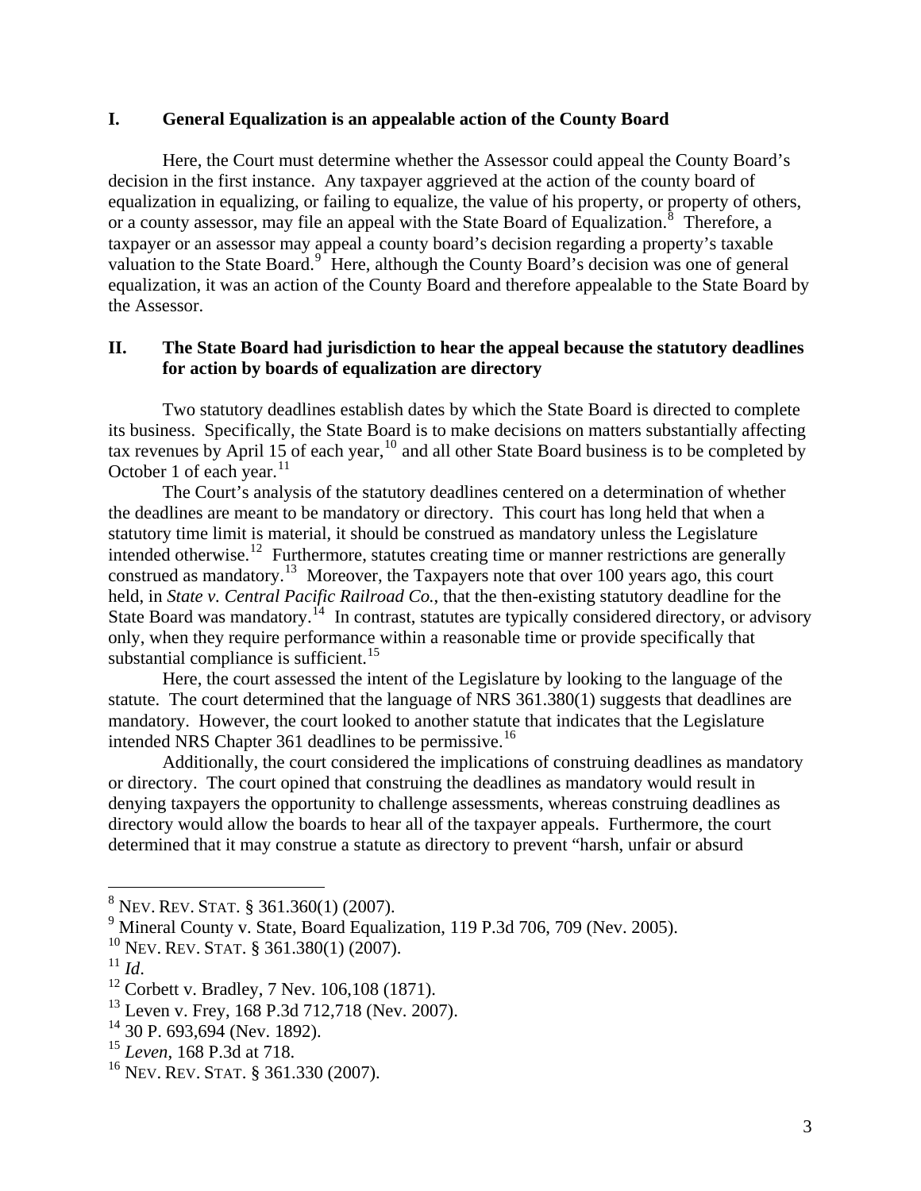## I. General Equalization is an appealable action of the County Board

Here, the Court must determine whether the Assessor could appeal the County Board's decision in the first instance. Any taxpayer aggrieved at the action of the county board of equalization in equalizing, or failing to equalize, the value of his property, or property of others, or a county assessor, may file an appeal with the State Board of Equalization.[8] Therefore, a taxpayer or an assessor may appeal a county board's decision regarding a property's taxable valuation to the State Board.[9] Here, although the County Board's decision was one of general equalization, it was an action of the County Board and therefore appealable to the State Board by the Assessor.

## II. The State Board had jurisdiction to hear the appeal because the statutory deadlines for action by boards of equalization are directory

Two statutory deadlines establish dates by which the State Board is directed to complete its business. Specifically, the State Board is to make decisions on matters substantially affecting tax revenues by April 15 of each year,[10] and all other State Board business is to be completed by October 1 of each year.[11]

The Court's analysis of the statutory deadlines centered on a determination of whether the deadlines are meant to be mandatory or directory. This court has long held that when a statutory time limit is material, it should be construed as mandatory unless the Legislature intended otherwise.[12] Furthermore, statutes creating time or manner restrictions are generally construed as mandatory.[13] Moreover, the Taxpayers note that over 100 years ago, this court held, in *State v. Central Pacific Railroad Co.*, that the then-existing statutory deadline for the State Board was mandatory.[14] In contrast, statutes are typically considered directory, or advisory only, when they require performance within a reasonable time or provide specifically that substantial compliance is sufficient.[15]

Here, the court assessed the intent of the Legislature by looking to the language of the statute. The court determined that the language of NRS 361.380(1) suggests that deadlines are mandatory. However, the court looked to another statute that indicates that the Legislature intended NRS Chapter 361 deadlines to be permissive.[16]

Additionally, the court considered the implications of construing deadlines as mandatory or directory. The court opined that construing the deadlines as mandatory would result in denying taxpayers the opportunity to challenge assessments, whereas construing deadlines as directory would allow the boards to hear all of the taxpayer appeals. Furthermore, the court determined that it may construe a statute as directory to prevent "harsh, unfair or absurd

---

[8] NEV. REV. STAT. § 361.360(1) (2007).
[9] Mineral County v. State, Board Equalization, 119 P.3d 706, 709 (Nev. 2005).
[10] NEV. REV. STAT. § 361.380(1) (2007).
[11] *Id*.
[12] Corbett v. Bradley, 7 Nev. 106,108 (1871).
[13] Leven v. Frey, 168 P.3d 712,718 (Nev. 2007).
[14] 30 P. 693,694 (Nev. 1892).
[15] *Leven*, 168 P.3d at 718.
[16] NEV. REV. STAT. § 361.330 (2007).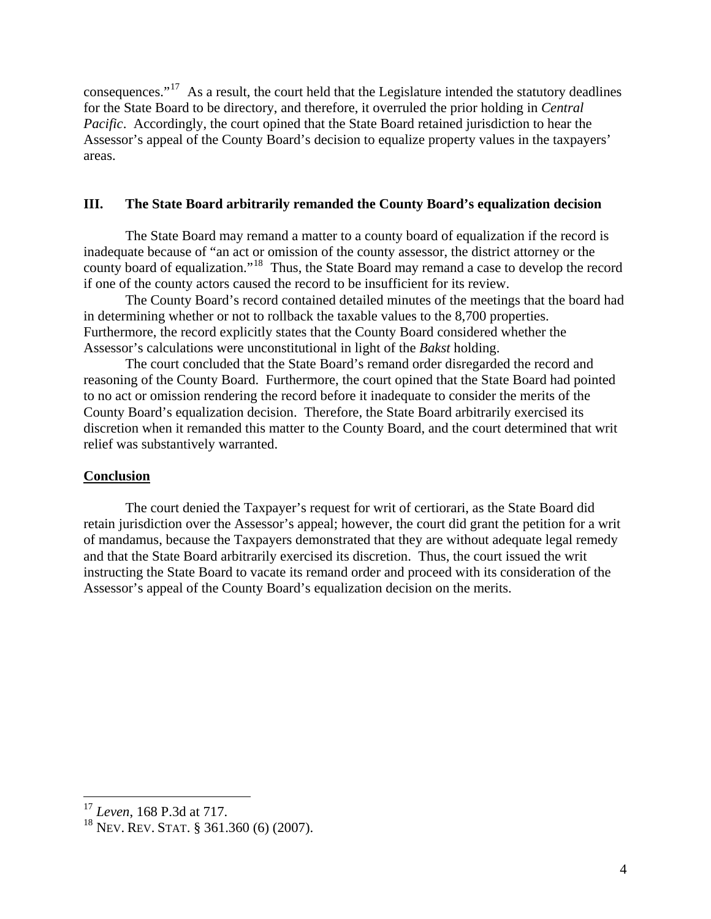consequences."[17] As a result, the court held that the Legislature intended the statutory deadlines for the State Board to be directory, and therefore, it overruled the prior holding in *Central Pacific*. Accordingly, the court opined that the State Board retained jurisdiction to hear the Assessor's appeal of the County Board's decision to equalize property values in the taxpayers' areas.

## III. The State Board arbitrarily remanded the County Board's equalization decision

The State Board may remand a matter to a county board of equalization if the record is inadequate because of "an act or omission of the county assessor, the district attorney or the county board of equalization."[18] Thus, the State Board may remand a case to develop the record if one of the county actors caused the record to be insufficient for its review.

The County Board's record contained detailed minutes of the meetings that the board had in determining whether or not to rollback the taxable values to the 8,700 properties. Furthermore, the record explicitly states that the County Board considered whether the Assessor's calculations were unconstitutional in light of the *Bakst* holding.

The court concluded that the State Board's remand order disregarded the record and reasoning of the County Board. Furthermore, the court opined that the State Board had pointed to no act or omission rendering the record before it inadequate to consider the merits of the County Board's equalization decision. Therefore, the State Board arbitrarily exercised its discretion when it remanded this matter to the County Board, and the court determined that writ relief was substantively warranted.

## Conclusion

The court denied the Taxpayer's request for writ of certiorari, as the State Board did retain jurisdiction over the Assessor's appeal; however, the court did grant the petition for a writ of mandamus, because the Taxpayers demonstrated that they are without adequate legal remedy and that the State Board arbitrarily exercised its discretion. Thus, the court issued the writ instructing the State Board to vacate its remand order and proceed with its consideration of the Assessor's appeal of the County Board's equalization decision on the merits.

---

[17] *Leven*, 168 P.3d at 717.

[18] NEV. REV. STAT. § 361.360 (6) (2007).